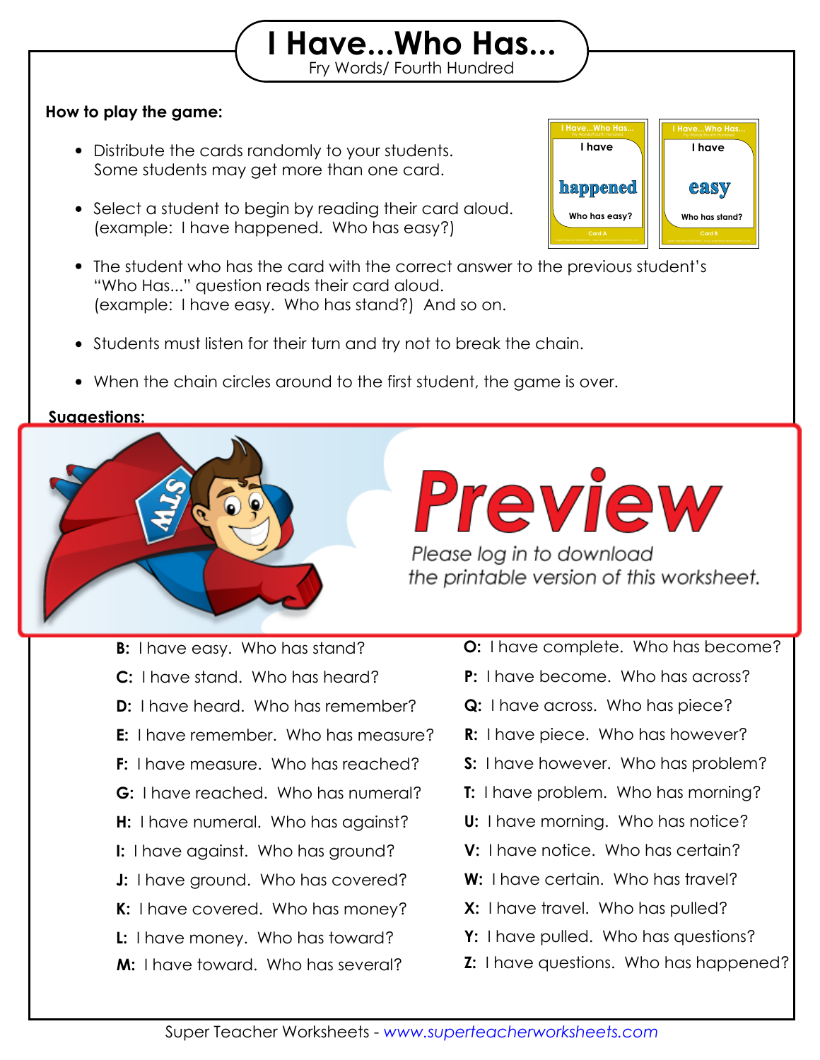# I Have...Who Has...

Fry Words/ Fourth Hundred

**How to play the game:**

- Distribute the cards randomly to your students. Some students may get more than one card.
- Select a student to begin by reading their card aloud. (example: I have happened. Who has easy?)
- The student who has the card with the correct answer to the previous student's "Who Has..." question reads their card aloud. (example: I have easy. Who has stand?) And so on.
- Students must listen for their turn and try not to break the chain.
- When the chain circles around to the first student, the game is over.

**Suggestions:**

Preview

Please log in to download the printable version of this worksheet.

**B:** I have easy. Who has stand?

**C:** I have stand. Who has heard?

**D:** I have heard. Who has remember?

**E:** I have remember. Who has measure?

**F:** I have measure. Who has reached?

**G:** I have reached. Who has numeral?

**H:** I have numeral. Who has against?

**I:** I have against. Who has ground?

**J:** I have ground. Who has covered?

**K:** I have covered. Who has money?

**L:** I have money. Who has toward?

**M:** I have toward. Who has several?

**O:** I have complete. Who has become?

**P:** I have become. Who has across?

**Q:** I have across. Who has piece?

**R:** I have piece. Who has however?

**S:** I have however. Who has problem?

**T:** I have problem. Who has morning?

**U:** I have morning. Who has notice?

**V:** I have notice. Who has certain?

**W:** I have certain. Who has travel?

**X:** I have travel. Who has pulled?

**Y:** I have pulled. Who has questions?

**Z:** I have questions. Who has happened?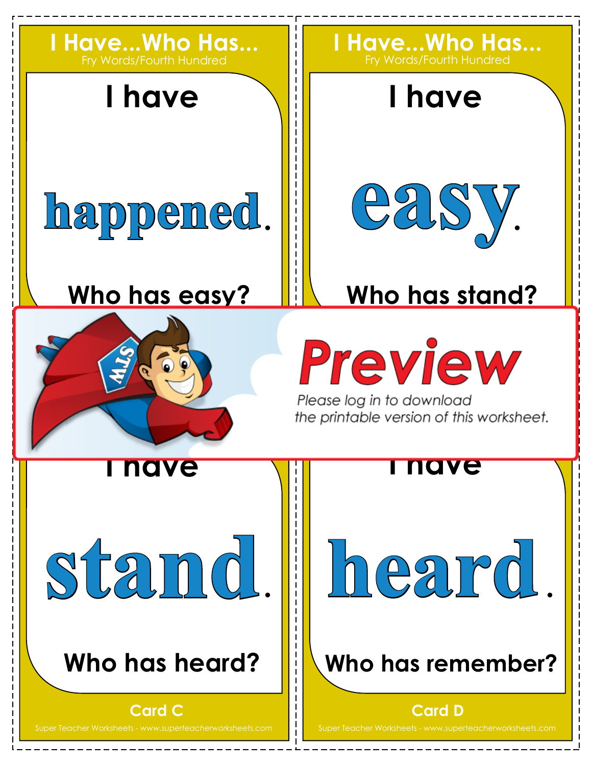## I Have...Who Has...
Fry Words/Fourth Hundred

I have

# happened.

Who has easy?

## I Have...Who Has...
Fry Words/Fourth Hundred

I have

# easy.

Who has stand?

**Preview**

Please log in to download the printable version of this worksheet.

I have

# stand.

Who has heard?

Card C

Super Teacher Worksheets - www.superteacherworksheets.com

I have

# heard.

Who has remember?

Card D

Super Teacher Worksheets - www.superteacherworksheets.com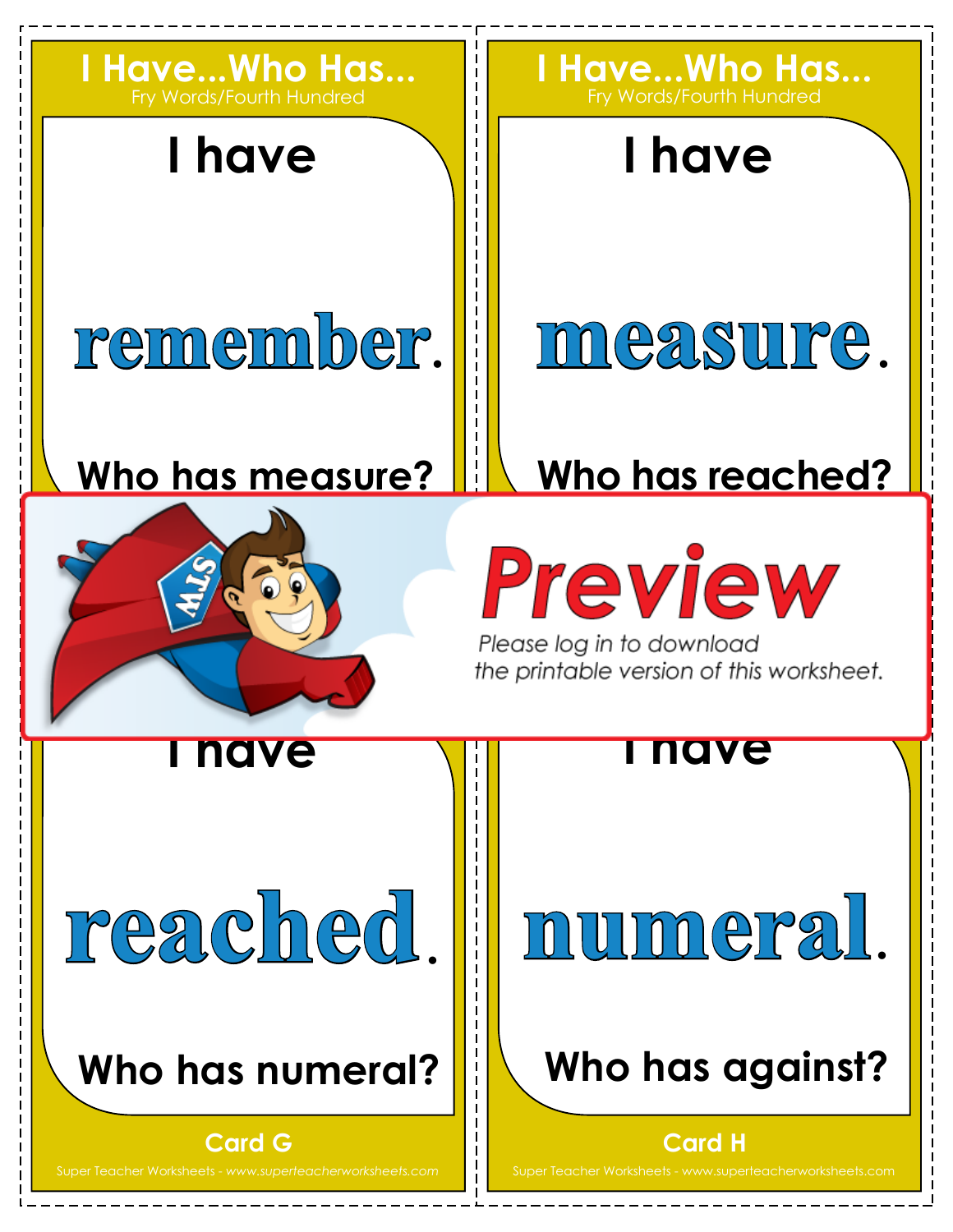## I Have...Who Has...
Fry Words/Fourth Hundred

I have

**remember**.

Who has measure?

## I Have...Who Has...
Fry Words/Fourth Hundred

I have

**measure**.

Who has reached?

**Preview**

*Please log in to download the printable version of this worksheet.*

I have

**reached**.

Who has numeral?

Card G

Super Teacher Worksheets - www.superteacherworksheets.com

I have

**numeral**.

Who has against?

Card H

Super Teacher Worksheets - www.superteacherworksheets.com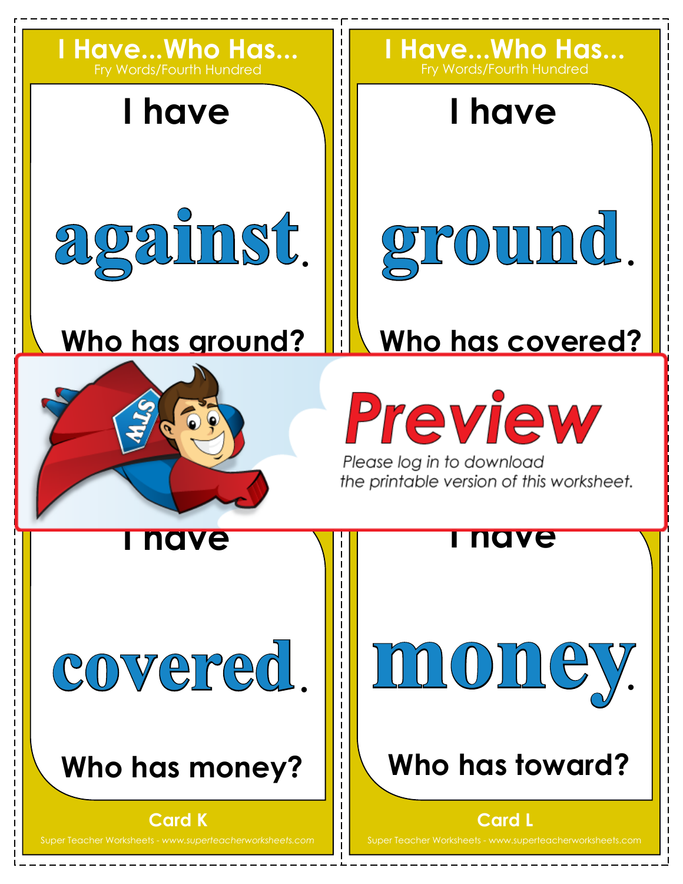## I Have...Who Has...
Fry Words/Fourth Hundred

I have

**against.**

Who has ground?

## I Have...Who Has...
Fry Words/Fourth Hundred

I have

**ground.**

Who has covered?

Preview

Please log in to download the printable version of this worksheet.

I have

**covered.**

Who has money?

Card K

Super Teacher Worksheets - www.superteacherworksheets.com

I have

**money.**

Who has toward?

Card L

Super Teacher Worksheets - www.superteacherworksheets.com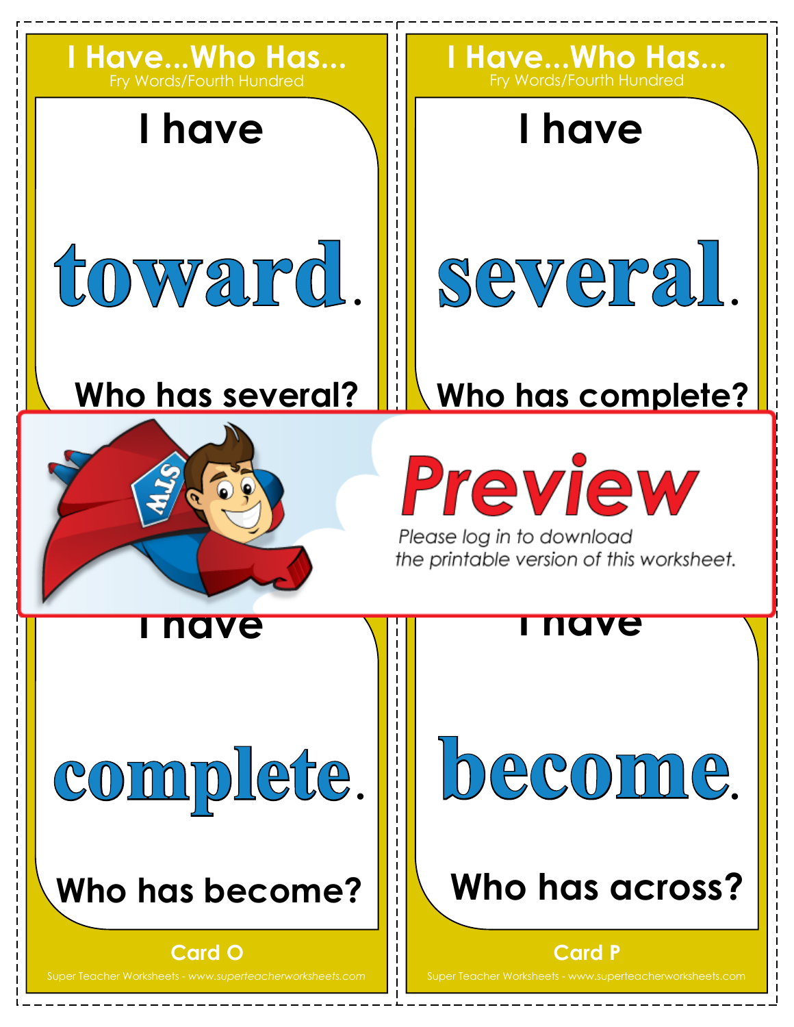## I Have...Who Has...
Fry Words/Fourth Hundred

I have

**toward.**

Who has several?

## I Have...Who Has...
Fry Words/Fourth Hundred

I have

**several.**

Who has complete?

Preview

Please log in to download the printable version of this worksheet.

I have

**complete.**

Who has become?

Card O

Super Teacher Worksheets - www.superteacherworksheets.com

I have

**become.**

Who has across?

Card P

Super Teacher Worksheets - www.superteacherworksheets.com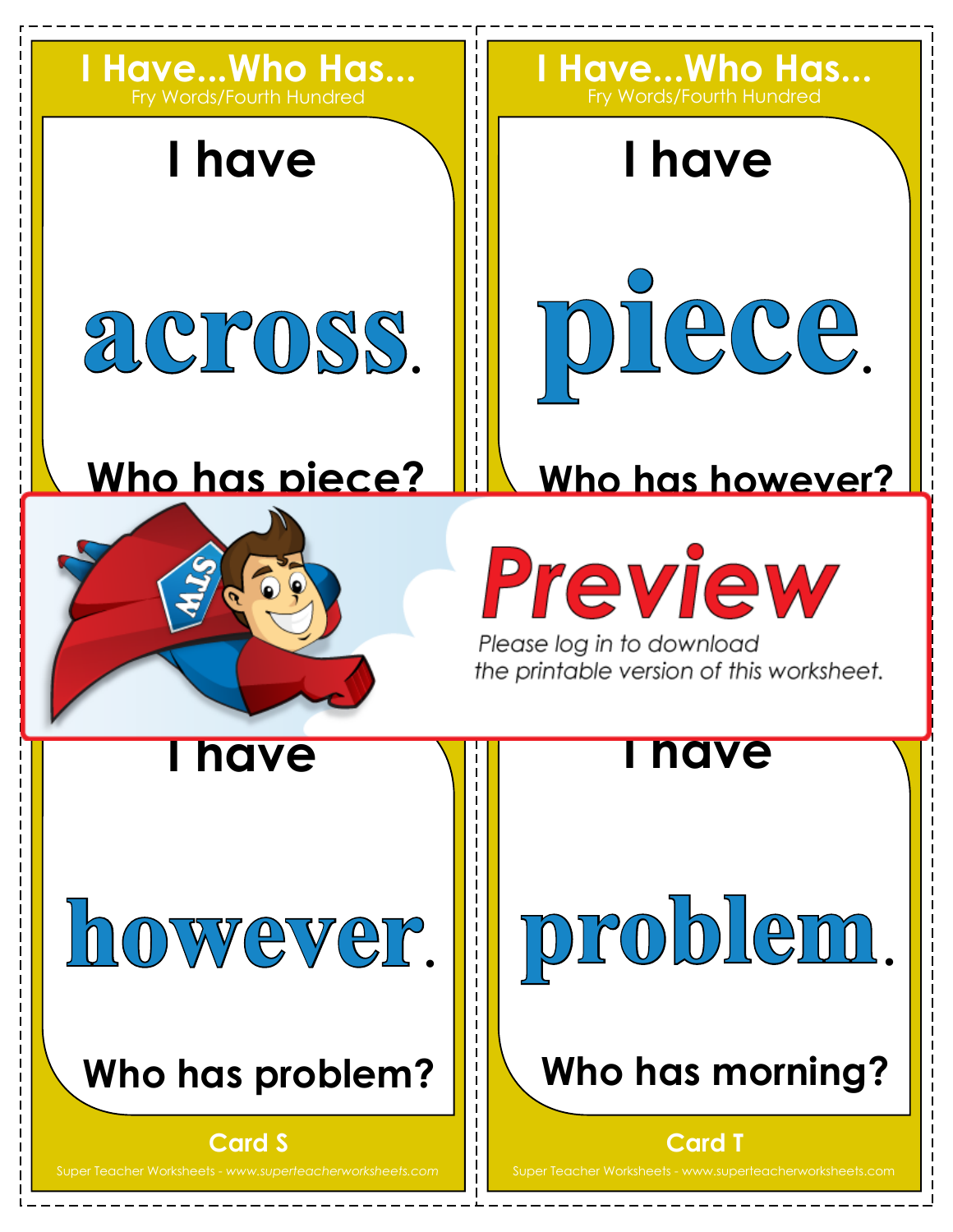## I Have...Who Has...
Fry Words/Fourth Hundred

I have

**across.**

Who has piece?

## I Have...Who Has...
Fry Words/Fourth Hundred

I have

**piece.**

Who has however?

Preview

*Please log in to download the printable version of this worksheet.*

I have

**however.**

Who has problem?

Card S

Super Teacher Worksheets - *www.superteacherworksheets.com*

I have

**problem.**

Who has morning?

Card T

Super Teacher Worksheets - *www.superteacherworksheets.com*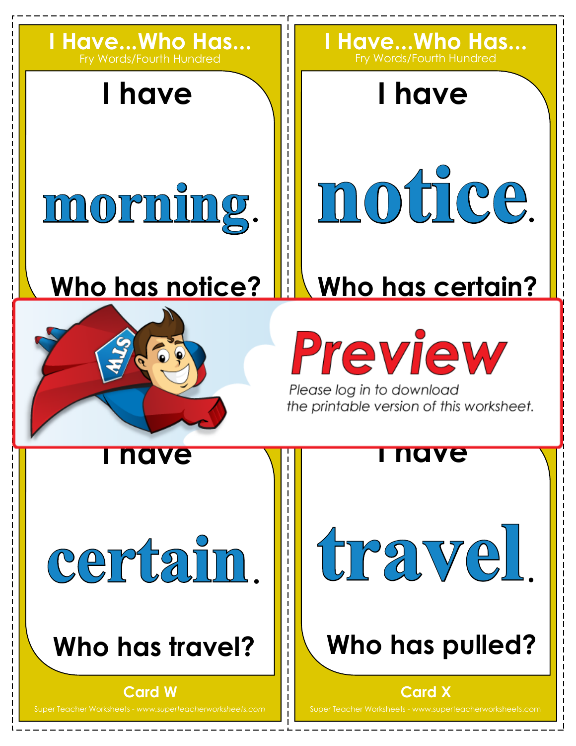## I Have...Who Has...

Fry Words/Fourth Hundred

I have

# morning.

Who has notice?

## I Have...Who Has...

Fry Words/Fourth Hundred

I have

# notice.

Who has certain?

**Preview**

*Please log in to download the printable version of this worksheet.*

I have

# certain.

Who has travel?

**Card W**

Super Teacher Worksheets - *www.superteacherworksheets.com*

I have

# travel.

Who has pulled?

**Card X**

Super Teacher Worksheets - www.superteacherworksheets.com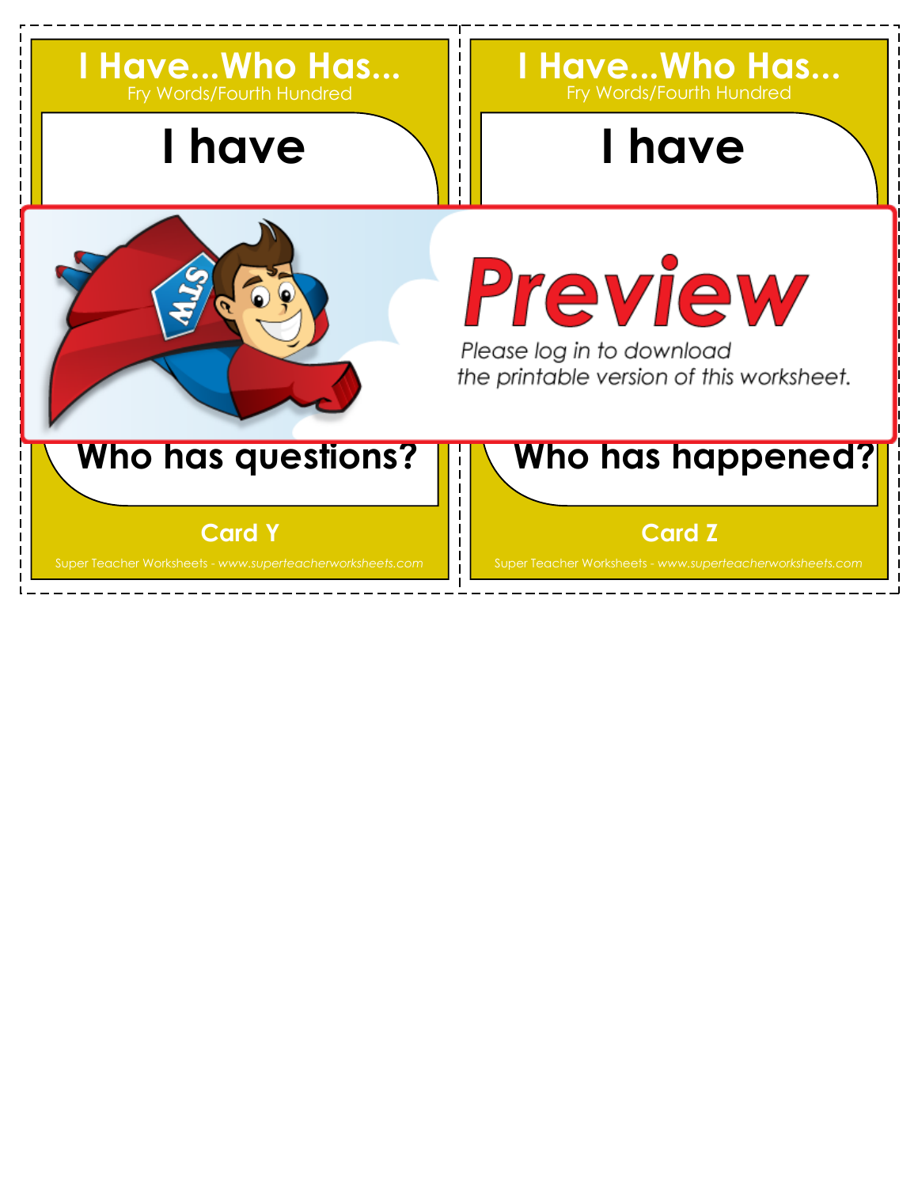## I Have...Who Has...

Fry Words/Fourth Hundred

# I have

Who has questions?

**Card Y**

Super Teacher Worksheets - *www.superteacherworksheets.com*

## I Have...Who Has...

Fry Words/Fourth Hundred

# I have

Who has happened?

**Card Z**

Super Teacher Worksheets - *www.superteacherworksheets.com*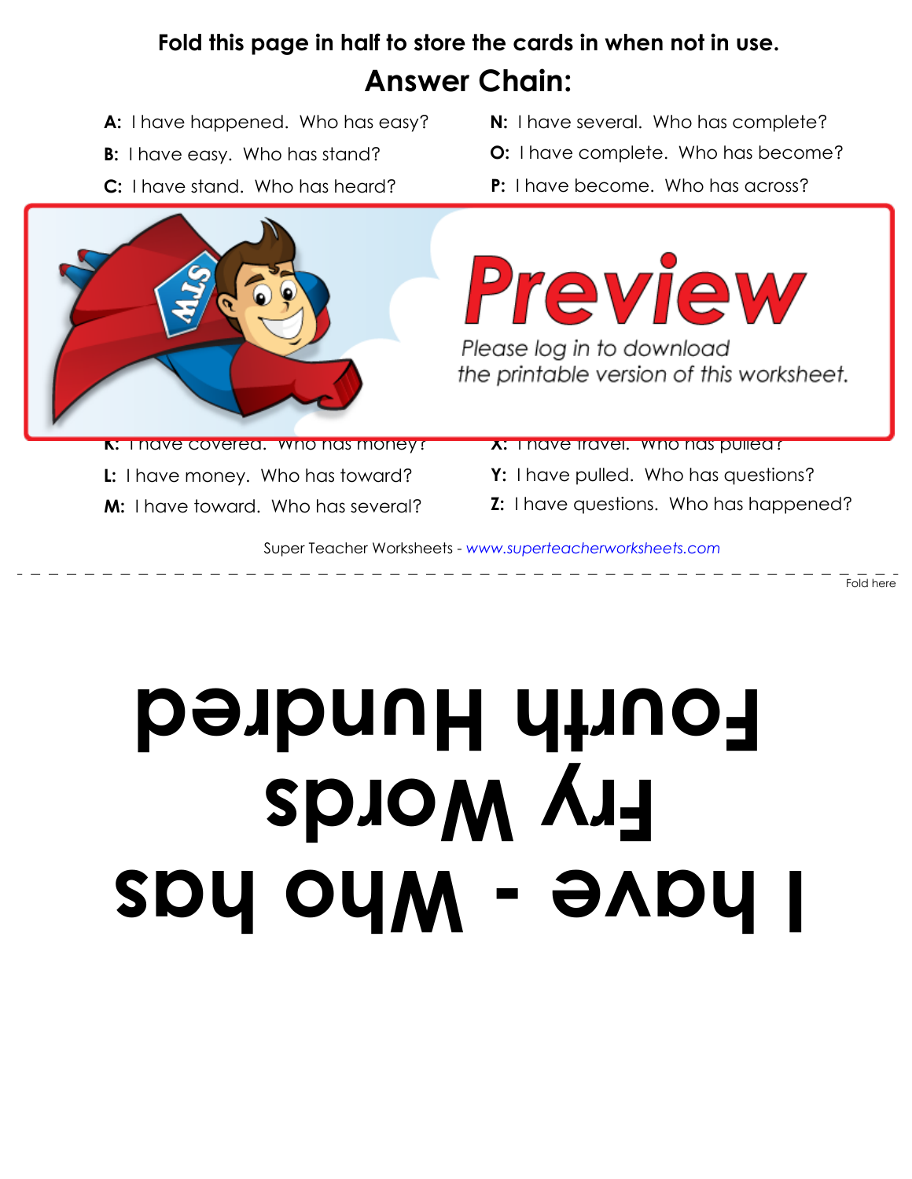**Fold this page in half to store the cards in when not in use.**

## Answer Chain:

**A:** I have happened. Who has easy?

**B:** I have easy. Who has stand?

**C:** I have stand. Who has heard?

**K:** I have covered. Who has money?

**L:** I have money. Who has toward?

**M:** I have toward. Who has several?

**N:** I have several. Who has complete?

**O:** I have complete. Who has become?

**P:** I have become. Who has across?

**X:** I have travel. Who has pulled?

**Y:** I have pulled. Who has questions?

**Z:** I have questions. Who has happened?

Preview

Please log in to download the printable version of this worksheet.

Super Teacher Worksheets - *www.superteacherworksheets.com*

Fold here

# I have - Who has Fry Words Fourth Hundred